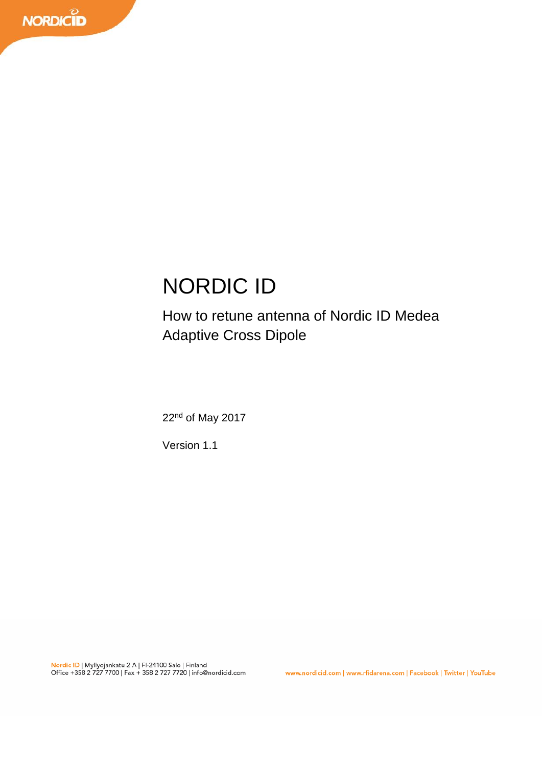# NORDIC ID

## How to retune antenna of Nordic ID Medea Adaptive Cross Dipole

22nd of May 2017

Version 1.1

Nordic ID | Myllyojankatu 2 A | FI-24100 Salo | Finland
Office +358 2 727 7700 | Fax + 358 2 727 7720 | info@nordicid.com

www.nordicid.com | www.rfidarena.com | Facebook | Twitter | YouTube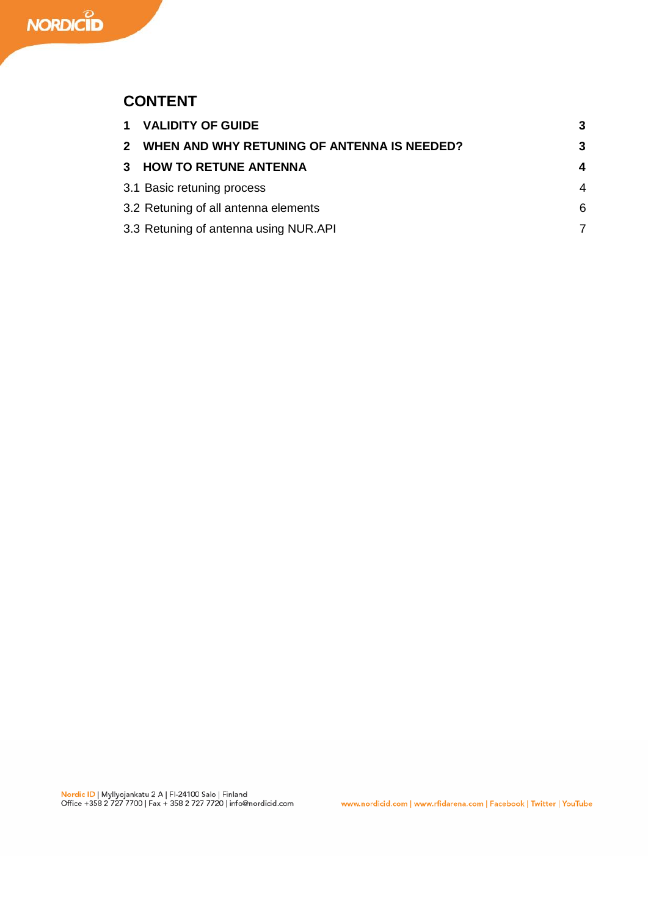## CONTENT

| | |
|---|---|
| **1 VALIDITY OF GUIDE** | **3** |
| **2 WHEN AND WHY RETUNING OF ANTENNA IS NEEDED?** | **3** |
| **3 HOW TO RETUNE ANTENNA** | **4** |
| 3.1 Basic retuning process | 4 |
| 3.2 Retuning of all antenna elements | 6 |
| 3.3 Retuning of antenna using NUR.API | 7 |

Nordic ID | Myllyojankatu 2 A | FI-24100 Salo | Finland
Office +358 2 727 7700 | Fax + 358 2 727 7720 | info@nordicid.com

www.nordicid.com | www.rfidarena.com | Facebook | Twitter | YouTube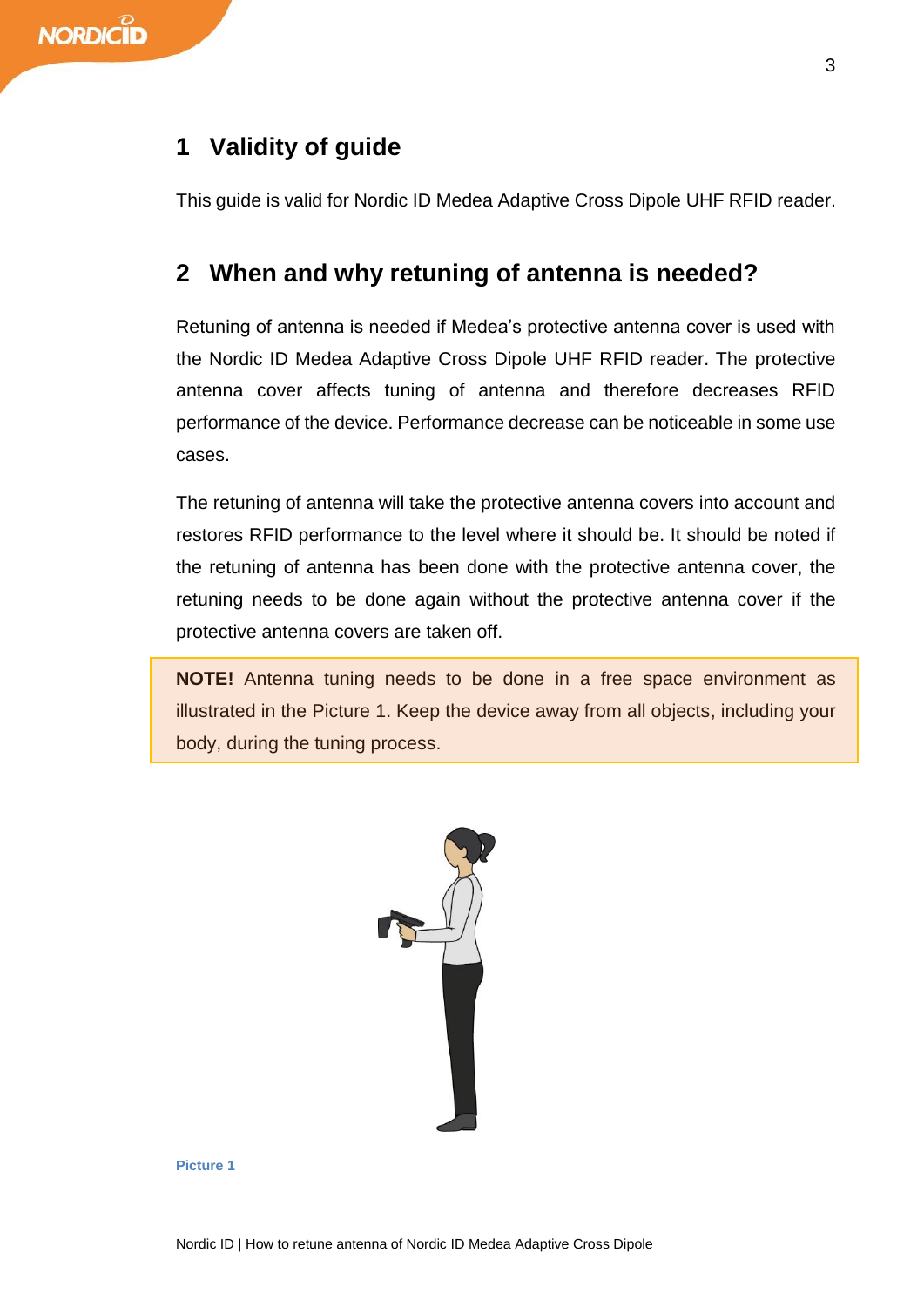# 1 Validity of guide

This guide is valid for Nordic ID Medea Adaptive Cross Dipole UHF RFID reader.

# 2 When and why retuning of antenna is needed?

Retuning of antenna is needed if Medea's protective antenna cover is used with the Nordic ID Medea Adaptive Cross Dipole UHF RFID reader. The protective antenna cover affects tuning of antenna and therefore decreases RFID performance of the device. Performance decrease can be noticeable in some use cases.

The retuning of antenna will take the protective antenna covers into account and restores RFID performance to the level where it should be. It should be noted if the retuning of antenna has been done with the protective antenna cover, the retuning needs to be done again without the protective antenna cover if the protective antenna covers are taken off.

**NOTE!** Antenna tuning needs to be done in a free space environment as illustrated in the Picture 1. Keep the device away from all objects, including your body, during the tuning process.

Picture 1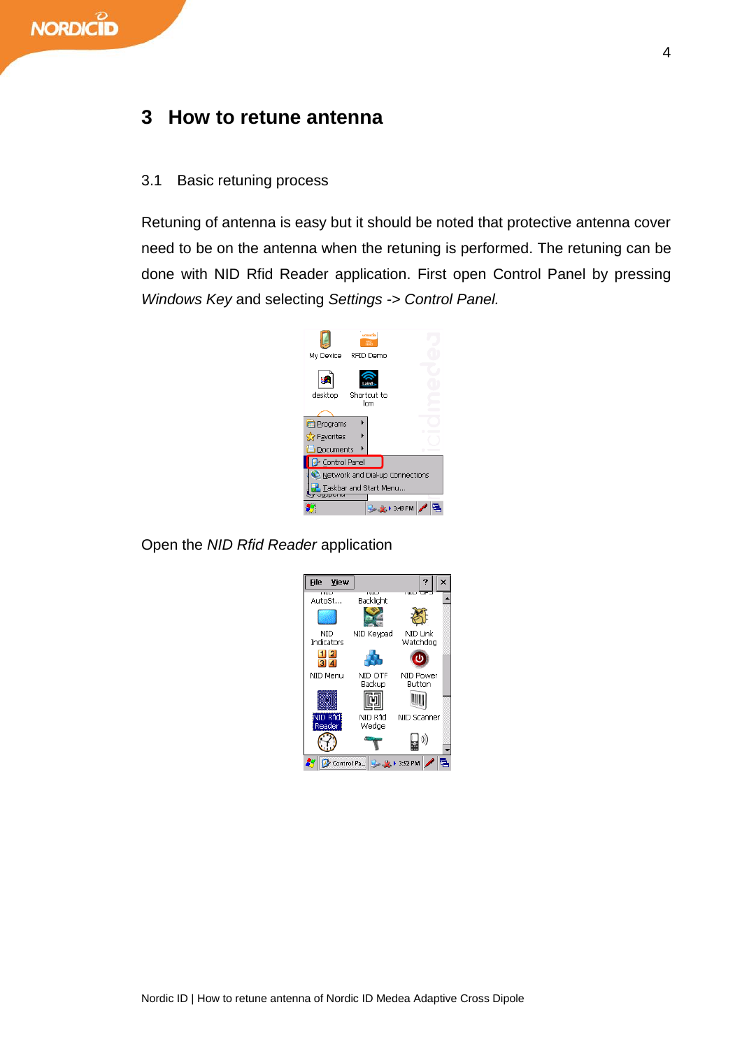# 3 How to retune antenna

## 3.1 Basic retuning process

Retuning of antenna is easy but it should be noted that protective antenna cover need to be on the antenna when the retuning is performed. The retuning can be done with NID Rfid Reader application. First open Control Panel by pressing *Windows Key* and selecting *Settings -> Control Panel.*

Open the *NID Rfid Reader* application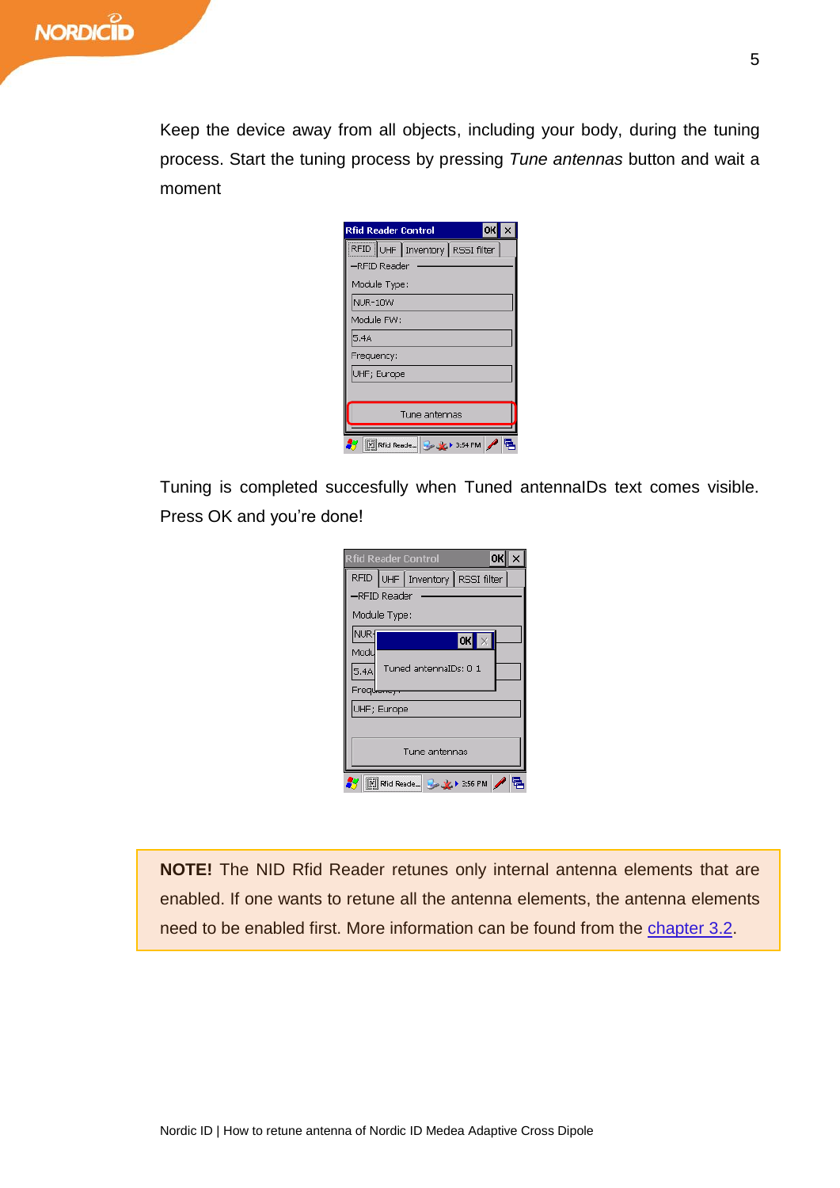Keep the device away from all objects, including your body, during the tuning process. Start the tuning process by pressing *Tune antennas* button and wait a moment

Tuning is completed succesfully when Tuned antennaIDs text comes visible. Press OK and you're done!

**NOTE!** The NID Rfid Reader retunes only internal antenna elements that are enabled. If one wants to retune all the antenna elements, the antenna elements need to be enabled first. More information can be found from the chapter 3.2.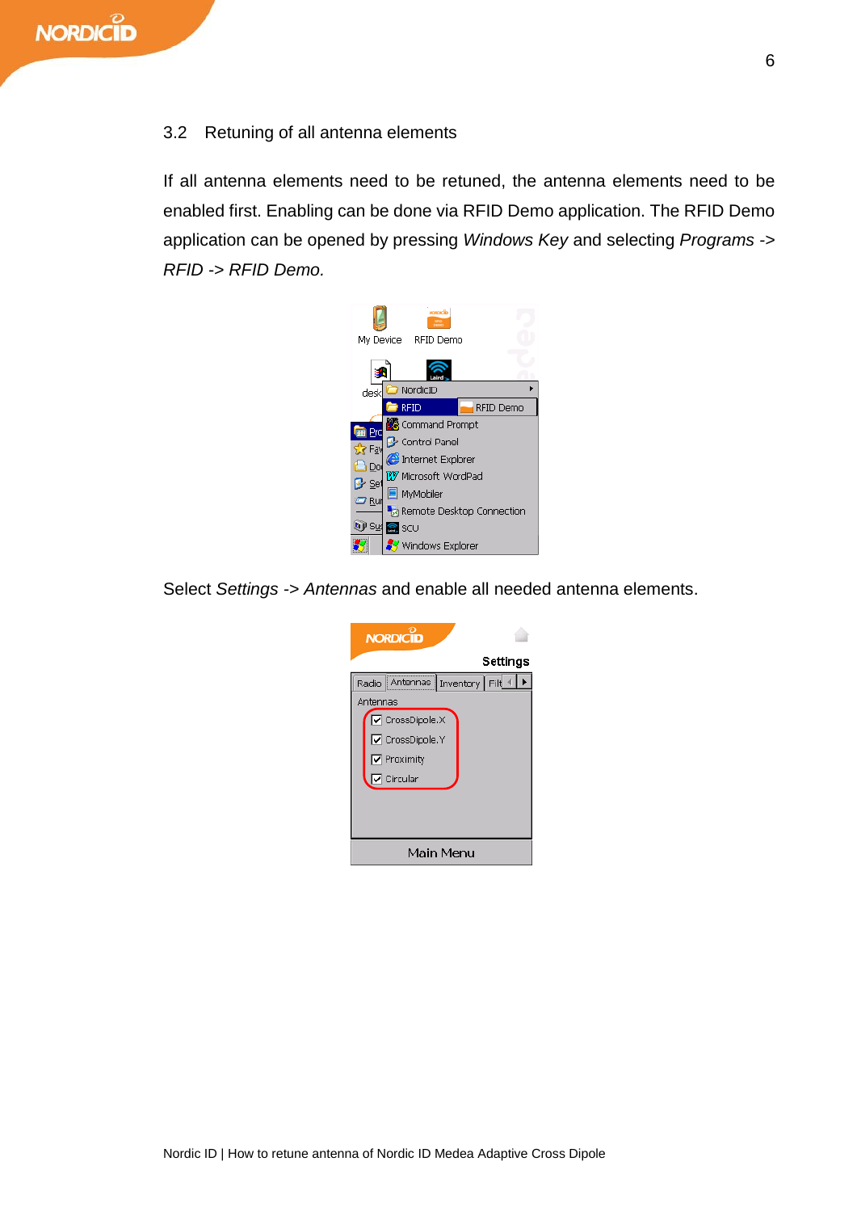## 3.2 Retuning of all antenna elements

If all antenna elements need to be retuned, the antenna elements need to be enabled first. Enabling can be done via RFID Demo application. The RFID Demo application can be opened by pressing *Windows Key* and selecting *Programs -> RFID -> RFID Demo.*

Select *Settings -> Antennas* and enable all needed antenna elements.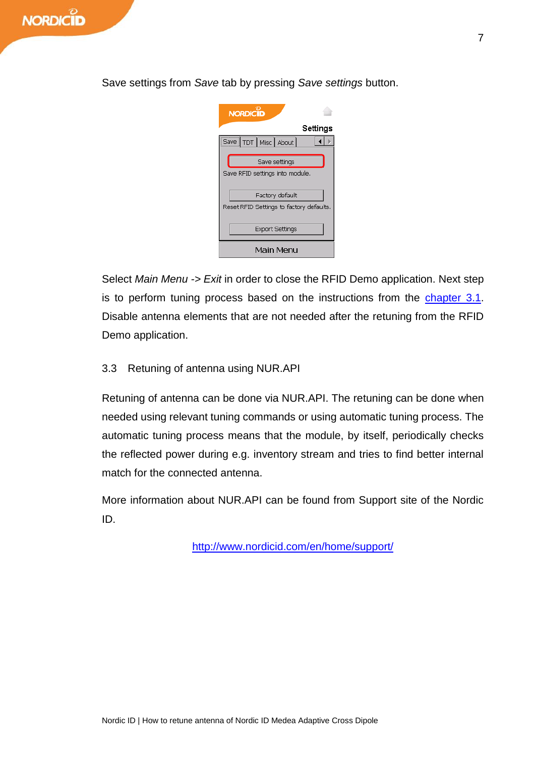Save settings from *Save* tab by pressing *Save settings* button.

Select *Main Menu* -> *Exit* in order to close the RFID Demo application. Next step is to perform tuning process based on the instructions from the chapter 3.1. Disable antenna elements that are not needed after the retuning from the RFID Demo application.

## 3.3 Retuning of antenna using NUR.API

Retuning of antenna can be done via NUR.API. The retuning can be done when needed using relevant tuning commands or using automatic tuning process. The automatic tuning process means that the module, by itself, periodically checks the reflected power during e.g. inventory stream and tries to find better internal match for the connected antenna.

More information about NUR.API can be found from Support site of the Nordic ID.

http://www.nordicid.com/en/home/support/